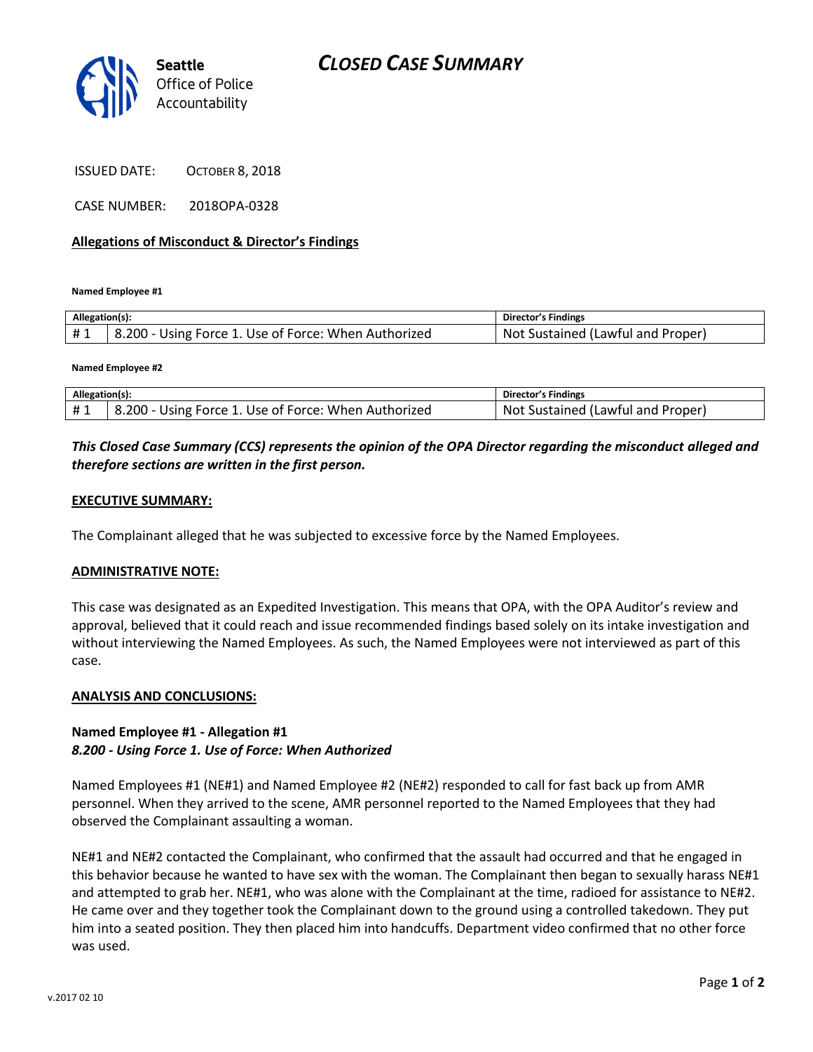# CLOSED CASE SUMMARY

Seattle Office of Police Accountability

ISSUED DATE: OCTOBER 8, 2018

CASE NUMBER: 2018OPA-0328

## Allegations of Misconduct & Director's Findings

**Named Employee #1**

| Allegation(s): | | Director's Findings |
|---|---|---|
| # 1 | 8.200 - Using Force 1. Use of Force: When Authorized | Not Sustained (Lawful and Proper) |

**Named Employee #2**

| Allegation(s): | | Director's Findings |
|---|---|---|
| # 1 | 8.200 - Using Force 1. Use of Force: When Authorized | Not Sustained (Lawful and Proper) |

***This Closed Case Summary (CCS) represents the opinion of the OPA Director regarding the misconduct alleged and therefore sections are written in the first person.***

## EXECUTIVE SUMMARY:

The Complainant alleged that he was subjected to excessive force by the Named Employees.

## ADMINISTRATIVE NOTE:

This case was designated as an Expedited Investigation. This means that OPA, with the OPA Auditor's review and approval, believed that it could reach and issue recommended findings based solely on its intake investigation and without interviewing the Named Employees. As such, the Named Employees were not interviewed as part of this case.

## ANALYSIS AND CONCLUSIONS:

**Named Employee #1 - Allegation #1**
***8.200 - Using Force 1. Use of Force: When Authorized***

Named Employees #1 (NE#1) and Named Employee #2 (NE#2) responded to call for fast back up from AMR personnel. When they arrived to the scene, AMR personnel reported to the Named Employees that they had observed the Complainant assaulting a woman.

NE#1 and NE#2 contacted the Complainant, who confirmed that the assault had occurred and that he engaged in this behavior because he wanted to have sex with the woman. The Complainant then began to sexually harass NE#1 and attempted to grab her. NE#1, who was alone with the Complainant at the time, radioed for assistance to NE#2. He came over and they together took the Complainant down to the ground using a controlled takedown. They put him into a seated position. They then placed him into handcuffs. Department video confirmed that no other force was used.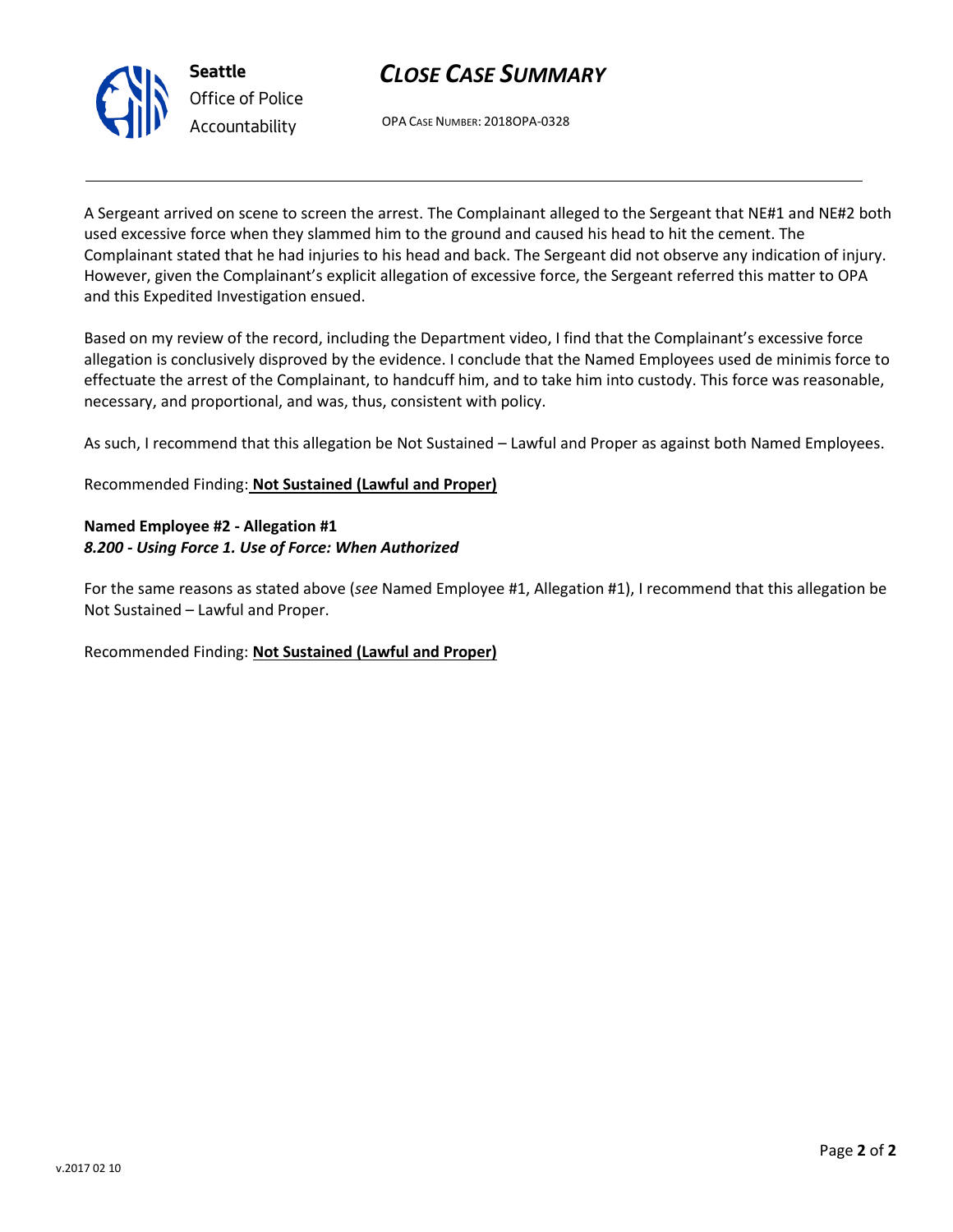A Sergeant arrived on scene to screen the arrest. The Complainant alleged to the Sergeant that NE#1 and NE#2 both used excessive force when they slammed him to the ground and caused his head to hit the cement. The Complainant stated that he had injuries to his head and back. The Sergeant did not observe any indication of injury. However, given the Complainant's explicit allegation of excessive force, the Sergeant referred this matter to OPA and this Expedited Investigation ensued.

Based on my review of the record, including the Department video, I find that the Complainant's excessive force allegation is conclusively disproved by the evidence. I conclude that the Named Employees used de minimis force to effectuate the arrest of the Complainant, to handcuff him, and to take him into custody. This force was reasonable, necessary, and proportional, and was, thus, consistent with policy.

As such, I recommend that this allegation be Not Sustained – Lawful and Proper as against both Named Employees.

Recommended Finding: **Not Sustained (Lawful and Proper)**

**Named Employee #2 - Allegation #1**
***8.200 - Using Force 1. Use of Force: When Authorized***

For the same reasons as stated above (*see* Named Employee #1, Allegation #1), I recommend that this allegation be Not Sustained – Lawful and Proper.

Recommended Finding: **Not Sustained (Lawful and Proper)**